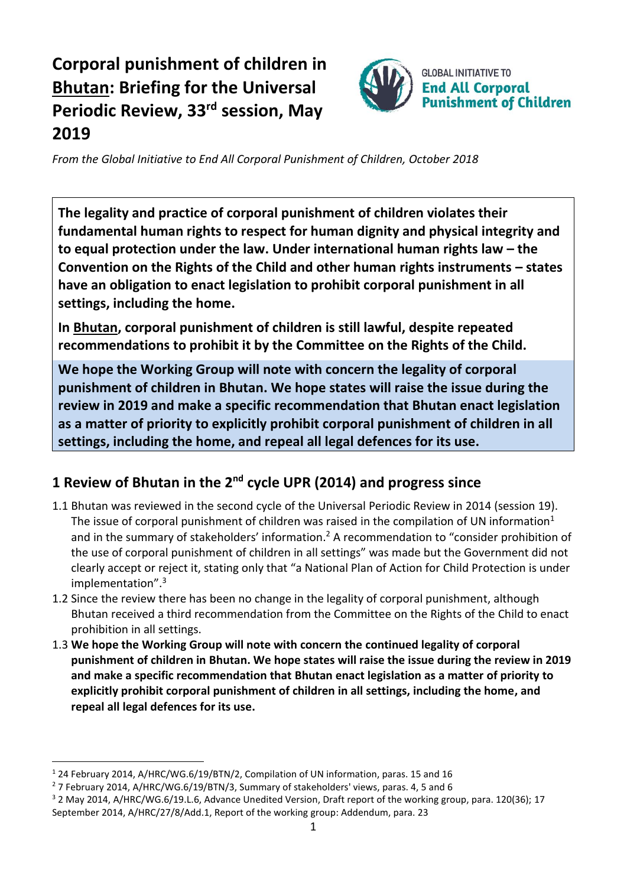# Corporal punishment of children in Bhutan: Briefing for the Universal Periodic Review, 33rd session, May 2019

GLOBAL INITIATIVE TO **End All Corporal Punishment of Children**

*From the Global Initiative to End All Corporal Punishment of Children, October 2018*

**The legality and practice of corporal punishment of children violates their fundamental human rights to respect for human dignity and physical integrity and to equal protection under the law. Under international human rights law – the Convention on the Rights of the Child and other human rights instruments – states have an obligation to enact legislation to prohibit corporal punishment in all settings, including the home.**

**In Bhutan, corporal punishment of children is still lawful, despite repeated recommendations to prohibit it by the Committee on the Rights of the Child.**

**We hope the Working Group will note with concern the legality of corporal punishment of children in Bhutan. We hope states will raise the issue during the review in 2019 and make a specific recommendation that Bhutan enact legislation as a matter of priority to explicitly prohibit corporal punishment of children in all settings, including the home, and repeal all legal defences for its use.**

## 1 Review of Bhutan in the 2nd cycle UPR (2014) and progress since

1.1 Bhutan was reviewed in the second cycle of the Universal Periodic Review in 2014 (session 19). The issue of corporal punishment of children was raised in the compilation of UN information[1] and in the summary of stakeholders' information.[2] A recommendation to "consider prohibition of the use of corporal punishment of children in all settings" was made but the Government did not clearly accept or reject it, stating only that "a National Plan of Action for Child Protection is under implementation".[3]

1.2 Since the review there has been no change in the legality of corporal punishment, although Bhutan received a third recommendation from the Committee on the Rights of the Child to enact prohibition in all settings.

1.3 **We hope the Working Group will note with concern the continued legality of corporal punishment of children in Bhutan. We hope states will raise the issue during the review in 2019 and make a specific recommendation that Bhutan enact legislation as a matter of priority to explicitly prohibit corporal punishment of children in all settings, including the home, and repeal all legal defences for its use.**

---

[1] 24 February 2014, A/HRC/WG.6/19/BTN/2, Compilation of UN information, paras. 15 and 16

[2] 7 February 2014, A/HRC/WG.6/19/BTN/3, Summary of stakeholders' views, paras. 4, 5 and 6

[3] 2 May 2014, A/HRC/WG.6/19.L.6, Advance Unedited Version, Draft report of the working group, para. 120(36); 17 September 2014, A/HRC/27/8/Add.1, Report of the working group: Addendum, para. 23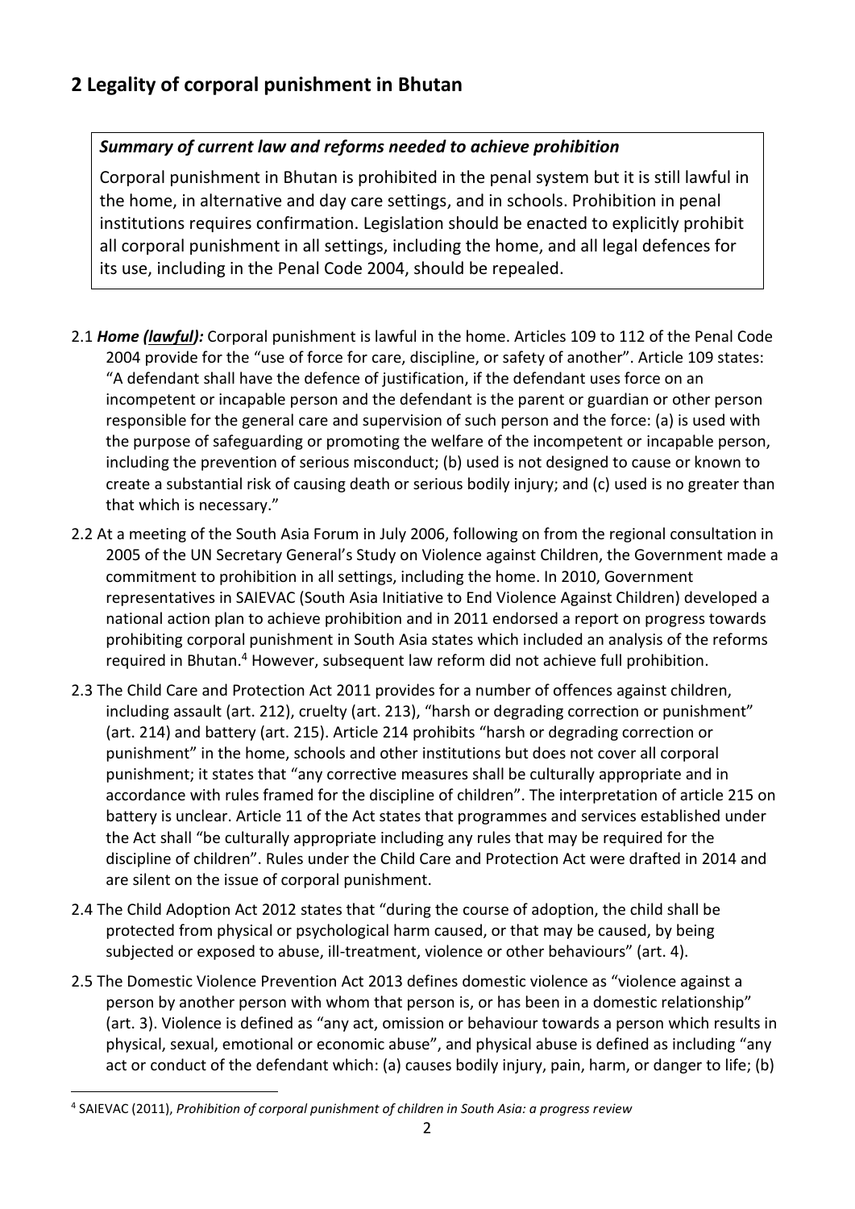## 2 Legality of corporal punishment in Bhutan

***Summary of current law and reforms needed to achieve prohibition***

Corporal punishment in Bhutan is prohibited in the penal system but it is still lawful in the home, in alternative and day care settings, and in schools. Prohibition in penal institutions requires confirmation. Legislation should be enacted to explicitly prohibit all corporal punishment in all settings, including the home, and all legal defences for its use, including in the Penal Code 2004, should be repealed.

2.1 ***Home (lawful):*** Corporal punishment is lawful in the home. Articles 109 to 112 of the Penal Code 2004 provide for the "use of force for care, discipline, or safety of another". Article 109 states: "A defendant shall have the defence of justification, if the defendant uses force on an incompetent or incapable person and the defendant is the parent or guardian or other person responsible for the general care and supervision of such person and the force: (a) is used with the purpose of safeguarding or promoting the welfare of the incompetent or incapable person, including the prevention of serious misconduct; (b) used is not designed to cause or known to create a substantial risk of causing death or serious bodily injury; and (c) used is no greater than that which is necessary."

2.2 At a meeting of the South Asia Forum in July 2006, following on from the regional consultation in 2005 of the UN Secretary General's Study on Violence against Children, the Government made a commitment to prohibition in all settings, including the home. In 2010, Government representatives in SAIEVAC (South Asia Initiative to End Violence Against Children) developed a national action plan to achieve prohibition and in 2011 endorsed a report on progress towards prohibiting corporal punishment in South Asia states which included an analysis of the reforms required in Bhutan.[4] However, subsequent law reform did not achieve full prohibition.

2.3 The Child Care and Protection Act 2011 provides for a number of offences against children, including assault (art. 212), cruelty (art. 213), "harsh or degrading correction or punishment" (art. 214) and battery (art. 215). Article 214 prohibits "harsh or degrading correction or punishment" in the home, schools and other institutions but does not cover all corporal punishment; it states that "any corrective measures shall be culturally appropriate and in accordance with rules framed for the discipline of children". The interpretation of article 215 on battery is unclear. Article 11 of the Act states that programmes and services established under the Act shall "be culturally appropriate including any rules that may be required for the discipline of children". Rules under the Child Care and Protection Act were drafted in 2014 and are silent on the issue of corporal punishment.

2.4 The Child Adoption Act 2012 states that "during the course of adoption, the child shall be protected from physical or psychological harm caused, or that may be caused, by being subjected or exposed to abuse, ill-treatment, violence or other behaviours" (art. 4).

2.5 The Domestic Violence Prevention Act 2013 defines domestic violence as "violence against a person by another person with whom that person is, or has been in a domestic relationship" (art. 3). Violence is defined as "any act, omission or behaviour towards a person which results in physical, sexual, emotional or economic abuse", and physical abuse is defined as including "any act or conduct of the defendant which: (a) causes bodily injury, pain, harm, or danger to life; (b)

---

[4] SAIEVAC (2011), *Prohibition of corporal punishment of children in South Asia: a progress review*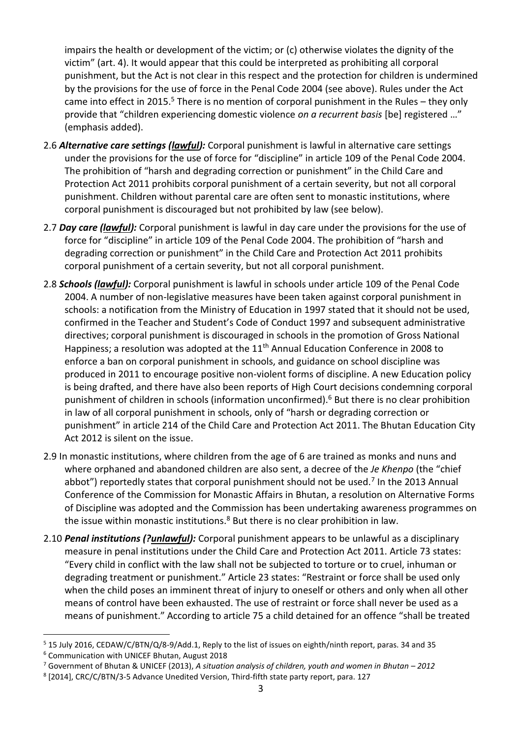impairs the health or development of the victim; or (c) otherwise violates the dignity of the victim" (art. 4). It would appear that this could be interpreted as prohibiting all corporal punishment, but the Act is not clear in this respect and the protection for children is undermined by the provisions for the use of force in the Penal Code 2004 (see above). Rules under the Act came into effect in 2015.[5] There is no mention of corporal punishment in the Rules – they only provide that "children experiencing domestic violence *on a recurrent basis* [be] registered …" (emphasis added).

2.6 ***Alternative care settings (lawful):*** Corporal punishment is lawful in alternative care settings under the provisions for the use of force for "discipline" in article 109 of the Penal Code 2004. The prohibition of "harsh and degrading correction or punishment" in the Child Care and Protection Act 2011 prohibits corporal punishment of a certain severity, but not all corporal punishment. Children without parental care are often sent to monastic institutions, where corporal punishment is discouraged but not prohibited by law (see below).

2.7 ***Day care (lawful):*** Corporal punishment is lawful in day care under the provisions for the use of force for "discipline" in article 109 of the Penal Code 2004. The prohibition of "harsh and degrading correction or punishment" in the Child Care and Protection Act 2011 prohibits corporal punishment of a certain severity, but not all corporal punishment.

2.8 ***Schools (lawful):*** Corporal punishment is lawful in schools under article 109 of the Penal Code 2004. A number of non-legislative measures have been taken against corporal punishment in schools: a notification from the Ministry of Education in 1997 stated that it should not be used, confirmed in the Teacher and Student's Code of Conduct 1997 and subsequent administrative directives; corporal punishment is discouraged in schools in the promotion of Gross National Happiness; a resolution was adopted at the 11th Annual Education Conference in 2008 to enforce a ban on corporal punishment in schools, and guidance on school discipline was produced in 2011 to encourage positive non-violent forms of discipline. A new Education policy is being drafted, and there have also been reports of High Court decisions condemning corporal punishment of children in schools (information unconfirmed).[6] But there is no clear prohibition in law of all corporal punishment in schools, only of "harsh or degrading correction or punishment" in article 214 of the Child Care and Protection Act 2011. The Bhutan Education City Act 2012 is silent on the issue.

2.9 In monastic institutions, where children from the age of 6 are trained as monks and nuns and where orphaned and abandoned children are also sent, a decree of the *Je Khenpo* (the "chief abbot") reportedly states that corporal punishment should not be used.[7] In the 2013 Annual Conference of the Commission for Monastic Affairs in Bhutan, a resolution on Alternative Forms of Discipline was adopted and the Commission has been undertaking awareness programmes on the issue within monastic institutions.[8] But there is no clear prohibition in law.

2.10 ***Penal institutions (?unlawful):*** Corporal punishment appears to be unlawful as a disciplinary measure in penal institutions under the Child Care and Protection Act 2011. Article 73 states: "Every child in conflict with the law shall not be subjected to torture or to cruel, inhuman or degrading treatment or punishment." Article 23 states: "Restraint or force shall be used only when the child poses an imminent threat of injury to oneself or others and only when all other means of control have been exhausted. The use of restraint or force shall never be used as a means of punishment." According to article 75 a child detained for an offence "shall be treated

---

[5] 15 July 2016, CEDAW/C/BTN/Q/8-9/Add.1, Reply to the list of issues on eighth/ninth report, paras. 34 and 35

[6] Communication with UNICEF Bhutan, August 2018

[7] Government of Bhutan & UNICEF (2013), *A situation analysis of children, youth and women in Bhutan – 2012*

[8] [2014], CRC/C/BTN/3-5 Advance Unedited Version, Third-fifth state party report, para. 127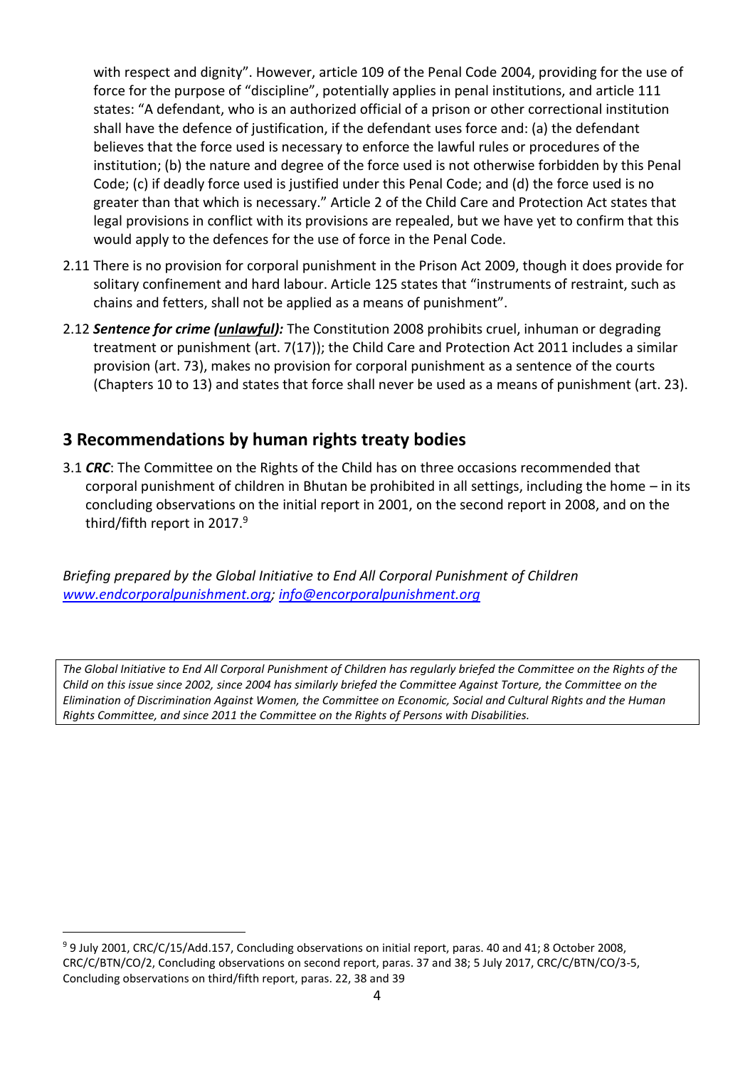with respect and dignity". However, article 109 of the Penal Code 2004, providing for the use of force for the purpose of "discipline", potentially applies in penal institutions, and article 111 states: "A defendant, who is an authorized official of a prison or other correctional institution shall have the defence of justification, if the defendant uses force and: (a) the defendant believes that the force used is necessary to enforce the lawful rules or procedures of the institution; (b) the nature and degree of the force used is not otherwise forbidden by this Penal Code; (c) if deadly force used is justified under this Penal Code; and (d) the force used is no greater than that which is necessary." Article 2 of the Child Care and Protection Act states that legal provisions in conflict with its provisions are repealed, but we have yet to confirm that this would apply to the defences for the use of force in the Penal Code.

2.11 There is no provision for corporal punishment in the Prison Act 2009, though it does provide for solitary confinement and hard labour. Article 125 states that "instruments of restraint, such as chains and fetters, shall not be applied as a means of punishment".

2.12 ***Sentence for crime (unlawful):*** The Constitution 2008 prohibits cruel, inhuman or degrading treatment or punishment (art. 7(17)); the Child Care and Protection Act 2011 includes a similar provision (art. 73), makes no provision for corporal punishment as a sentence of the courts (Chapters 10 to 13) and states that force shall never be used as a means of punishment (art. 23).

## 3 Recommendations by human rights treaty bodies

3.1 ***CRC***: The Committee on the Rights of the Child has on three occasions recommended that corporal punishment of children in Bhutan be prohibited in all settings, including the home – in its concluding observations on the initial report in 2001, on the second report in 2008, and on the third/fifth report in 2017.[9]

*Briefing prepared by the Global Initiative to End All Corporal Punishment of Children*
*www.endcorporalpunishment.org; info@encorporalpunishment.org*

*The Global Initiative to End All Corporal Punishment of Children has regularly briefed the Committee on the Rights of the Child on this issue since 2002, since 2004 has similarly briefed the Committee Against Torture, the Committee on the Elimination of Discrimination Against Women, the Committee on Economic, Social and Cultural Rights and the Human Rights Committee, and since 2011 the Committee on the Rights of Persons with Disabilities.*

[9] 9 July 2001, CRC/C/15/Add.157, Concluding observations on initial report, paras. 40 and 41; 8 October 2008, CRC/C/BTN/CO/2, Concluding observations on second report, paras. 37 and 38; 5 July 2017, CRC/C/BTN/CO/3-5, Concluding observations on third/fifth report, paras. 22, 38 and 39